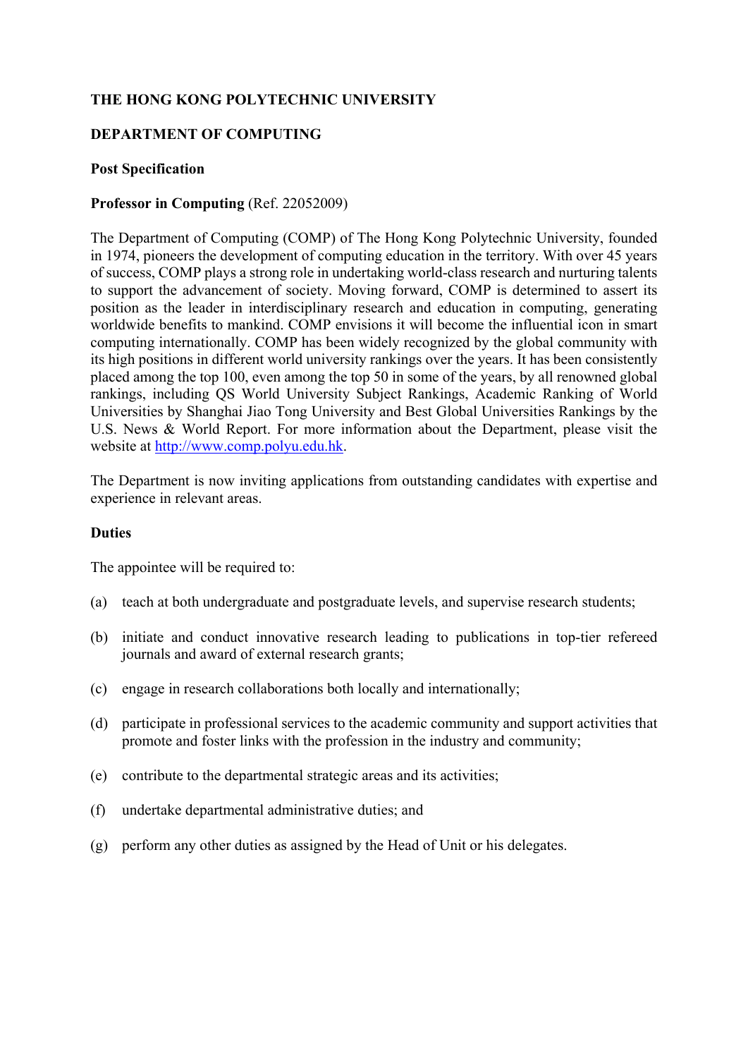**THE HONG KONG POLYTECHNIC UNIVERSITY**

**DEPARTMENT OF COMPUTING**

**Post Specification**

**Professor in Computing** (Ref. 22052009)

The Department of Computing (COMP) of The Hong Kong Polytechnic University, founded in 1974, pioneers the development of computing education in the territory. With over 45 years of success, COMP plays a strong role in undertaking world-class research and nurturing talents to support the advancement of society. Moving forward, COMP is determined to assert its position as the leader in interdisciplinary research and education in computing, generating worldwide benefits to mankind. COMP envisions it will become the influential icon in smart computing internationally. COMP has been widely recognized by the global community with its high positions in different world university rankings over the years. It has been consistently placed among the top 100, even among the top 50 in some of the years, by all renowned global rankings, including QS World University Subject Rankings, Academic Ranking of World Universities by Shanghai Jiao Tong University and Best Global Universities Rankings by the U.S. News & World Report. For more information about the Department, please visit the website at http://www.comp.polyu.edu.hk.

The Department is now inviting applications from outstanding candidates with expertise and experience in relevant areas.

**Duties**

The appointee will be required to:

(a) teach at both undergraduate and postgraduate levels, and supervise research students;

(b) initiate and conduct innovative research leading to publications in top-tier refereed journals and award of external research grants;

(c) engage in research collaborations both locally and internationally;

(d) participate in professional services to the academic community and support activities that promote and foster links with the profession in the industry and community;

(e) contribute to the departmental strategic areas and its activities;

(f) undertake departmental administrative duties; and

(g) perform any other duties as assigned by the Head of Unit or his delegates.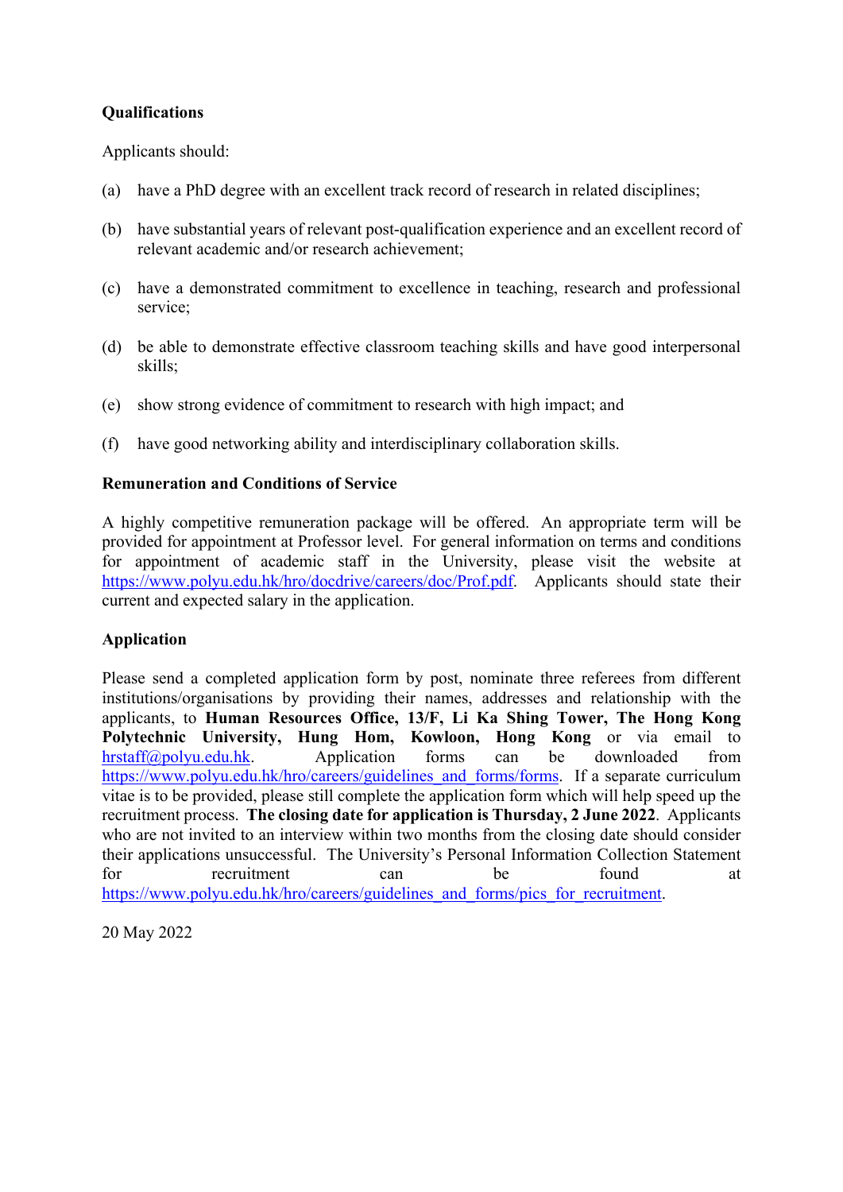**Qualifications**

Applicants should:

(a) have a PhD degree with an excellent track record of research in related disciplines;

(b) have substantial years of relevant post-qualification experience and an excellent record of relevant academic and/or research achievement;

(c) have a demonstrated commitment to excellence in teaching, research and professional service;

(d) be able to demonstrate effective classroom teaching skills and have good interpersonal skills;

(e) show strong evidence of commitment to research with high impact; and

(f) have good networking ability and interdisciplinary collaboration skills.

**Remuneration and Conditions of Service**

A highly competitive remuneration package will be offered. An appropriate term will be provided for appointment at Professor level. For general information on terms and conditions for appointment of academic staff in the University, please visit the website at https://www.polyu.edu.hk/hro/docdrive/careers/doc/Prof.pdf. Applicants should state their current and expected salary in the application.

**Application**

Please send a completed application form by post, nominate three referees from different institutions/organisations by providing their names, addresses and relationship with the applicants, to **Human Resources Office, 13/F, Li Ka Shing Tower, The Hong Kong Polytechnic University, Hung Hom, Kowloon, Hong Kong** or via email to hrstaff@polyu.edu.hk. Application forms can be downloaded from https://www.polyu.edu.hk/hro/careers/guidelines_and_forms/forms. If a separate curriculum vitae is to be provided, please still complete the application form which will help speed up the recruitment process. **The closing date for application is Thursday, 2 June 2022**. Applicants who are not invited to an interview within two months from the closing date should consider their applications unsuccessful. The University's Personal Information Collection Statement for recruitment can be found at https://www.polyu.edu.hk/hro/careers/guidelines_and_forms/pics_for_recruitment.

20 May 2022